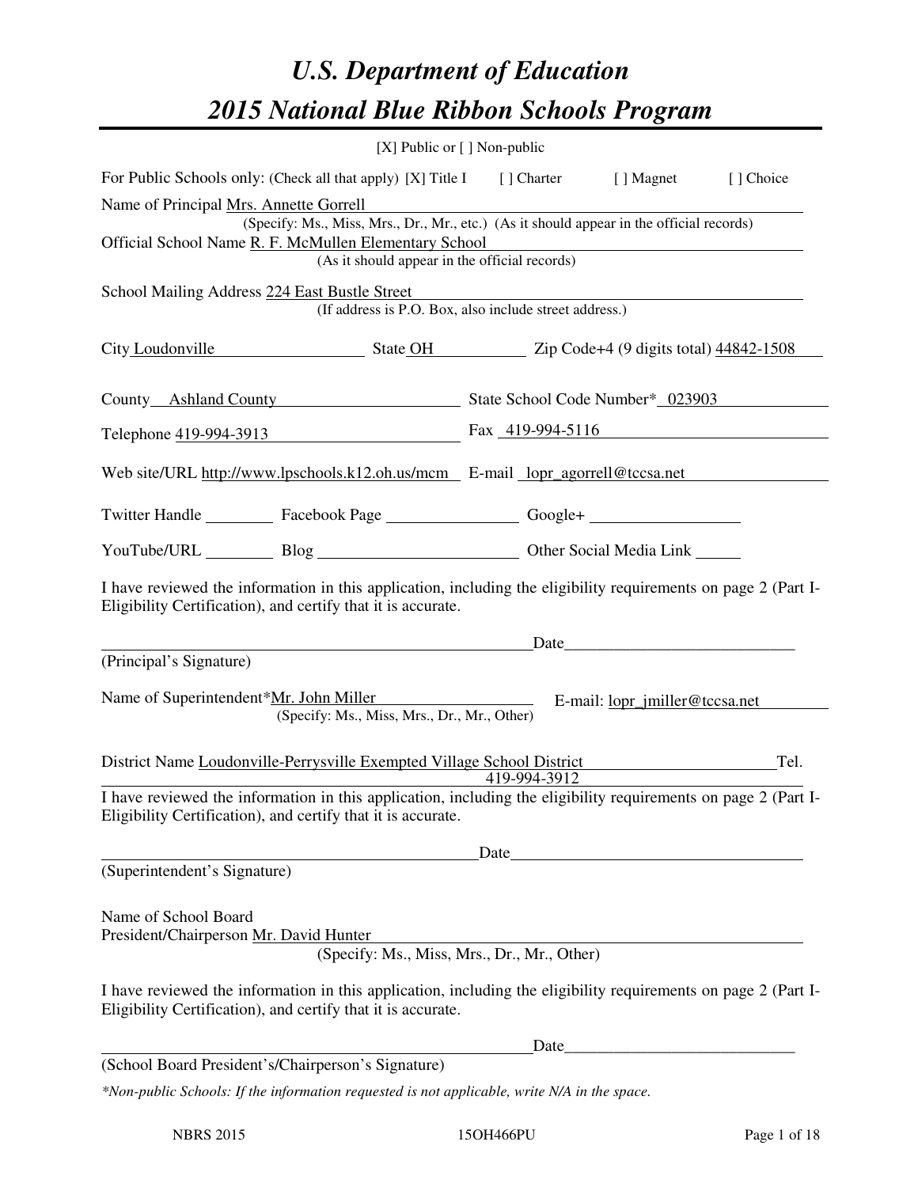# U.S. Department of Education
# 2015 National Blue Ribbon Schools Program

[X] Public or [ ] Non-public

For Public Schools only: (Check all that apply) [X] Title I [ ] Charter [ ] Magnet [ ] Choice

Name of Principal Mrs. Annette Gorrell
(Specify: Ms., Miss, Mrs., Dr., Mr., etc.) (As it should appear in the official records)

Official School Name R. F. McMullen Elementary School
(As it should appear in the official records)

School Mailing Address 224 East Bustle Street
(If address is P.O. Box, also include street address.)

City Loudonville State OH Zip Code+4 (9 digits total) 44842-1508

County Ashland County State School Code Number* 023903

Telephone 419-994-3913 Fax 419-994-5116

Web site/URL http://www.lpschools.k12.oh.us/mcm E-mail lopr_agorrell@tccsa.net

Twitter Handle ________ Facebook Page ________ Google+ ________

YouTube/URL ________ Blog ________ Other Social Media Link ________

I have reviewed the information in this application, including the eligibility requirements on page 2 (Part I-Eligibility Certification), and certify that it is accurate.

_______________________________ Date_______________
(Principal's Signature)

Name of Superintendent*Mr. John Miller E-mail: lopr_jmiller@tccsa.net
(Specify: Ms., Miss, Mrs., Dr., Mr., Other)

District Name Loudonville-Perrysville Exempted Village School District Tel. 419-994-3912

I have reviewed the information in this application, including the eligibility requirements on page 2 (Part I-Eligibility Certification), and certify that it is accurate.

_______________________________ Date_______________
(Superintendent's Signature)

Name of School Board
President/Chairperson Mr. David Hunter
(Specify: Ms., Miss, Mrs., Dr., Mr., Other)

I have reviewed the information in this application, including the eligibility requirements on page 2 (Part I-Eligibility Certification), and certify that it is accurate.

_______________________________ Date_______________
(School Board President's/Chairperson's Signature)

*Non-public Schools: If the information requested is not applicable, write N/A in the space.*

NBRS 2015 15OH466PU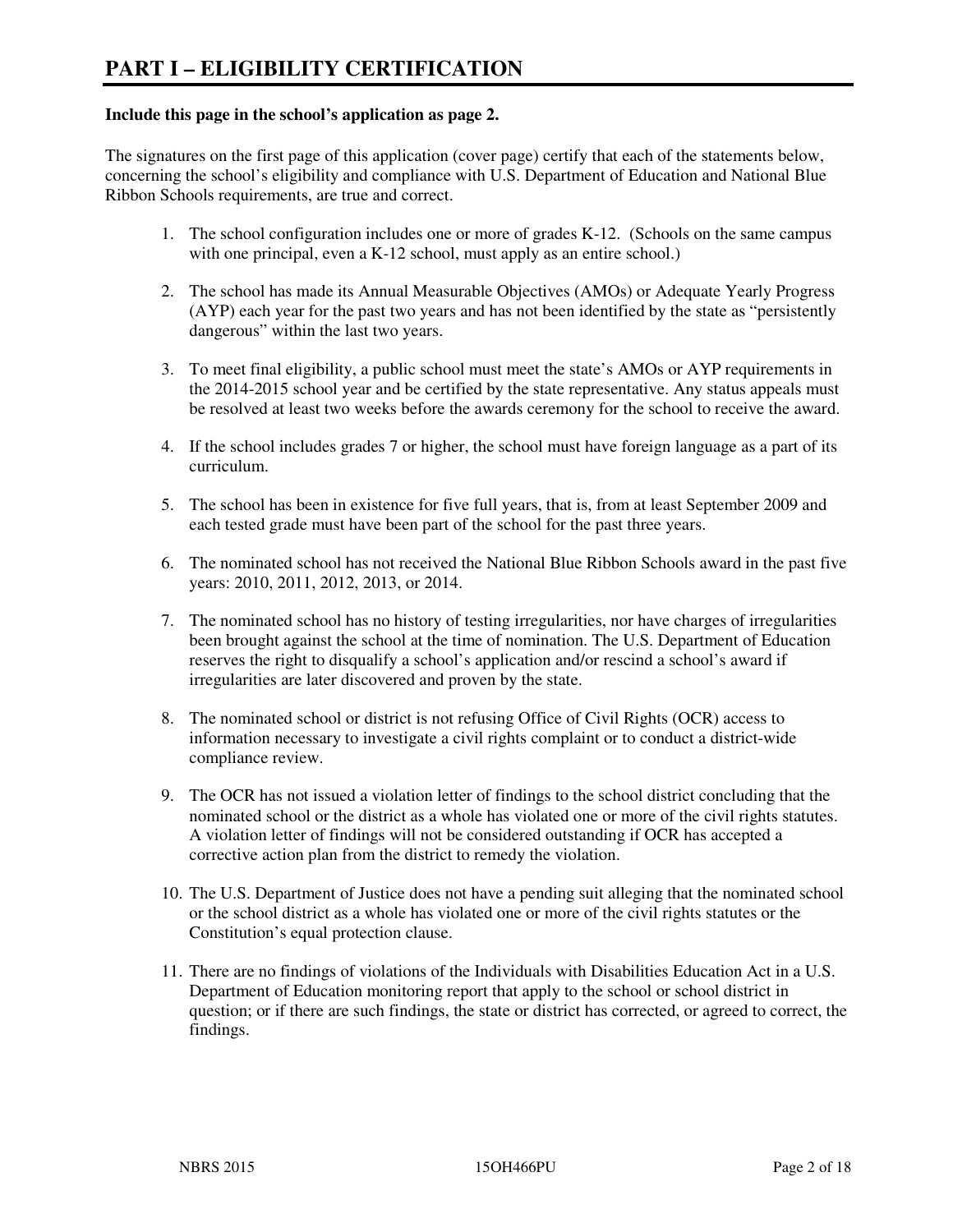# PART I – ELIGIBILITY CERTIFICATION

**Include this page in the school's application as page 2.**

The signatures on the first page of this application (cover page) certify that each of the statements below, concerning the school's eligibility and compliance with U.S. Department of Education and National Blue Ribbon Schools requirements, are true and correct.

1. The school configuration includes one or more of grades K-12. (Schools on the same campus with one principal, even a K-12 school, must apply as an entire school.)

2. The school has made its Annual Measurable Objectives (AMOs) or Adequate Yearly Progress (AYP) each year for the past two years and has not been identified by the state as "persistently dangerous" within the last two years.

3. To meet final eligibility, a public school must meet the state's AMOs or AYP requirements in the 2014-2015 school year and be certified by the state representative. Any status appeals must be resolved at least two weeks before the awards ceremony for the school to receive the award.

4. If the school includes grades 7 or higher, the school must have foreign language as a part of its curriculum.

5. The school has been in existence for five full years, that is, from at least September 2009 and each tested grade must have been part of the school for the past three years.

6. The nominated school has not received the National Blue Ribbon Schools award in the past five years: 2010, 2011, 2012, 2013, or 2014.

7. The nominated school has no history of testing irregularities, nor have charges of irregularities been brought against the school at the time of nomination. The U.S. Department of Education reserves the right to disqualify a school's application and/or rescind a school's award if irregularities are later discovered and proven by the state.

8. The nominated school or district is not refusing Office of Civil Rights (OCR) access to information necessary to investigate a civil rights complaint or to conduct a district-wide compliance review.

9. The OCR has not issued a violation letter of findings to the school district concluding that the nominated school or the district as a whole has violated one or more of the civil rights statutes. A violation letter of findings will not be considered outstanding if OCR has accepted a corrective action plan from the district to remedy the violation.

10. The U.S. Department of Justice does not have a pending suit alleging that the nominated school or the school district as a whole has violated one or more of the civil rights statutes or the Constitution's equal protection clause.

11. There are no findings of violations of the Individuals with Disabilities Education Act in a U.S. Department of Education monitoring report that apply to the school or school district in question; or if there are such findings, the state or district has corrected, or agreed to correct, the findings.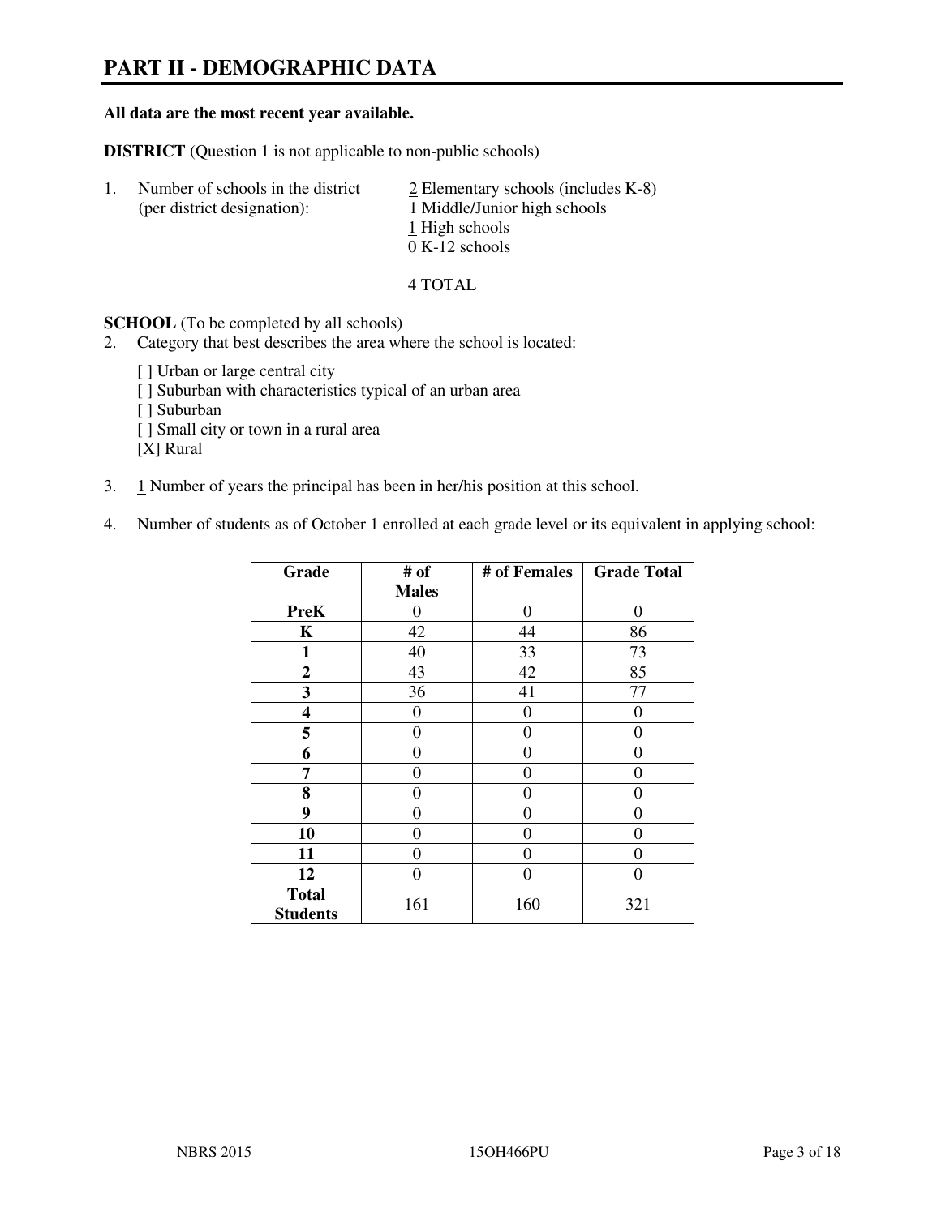# PART II - DEMOGRAPHIC DATA

**All data are the most recent year available.**

**DISTRICT** (Question 1 is not applicable to non-public schools)

1. Number of schools in the district (per district designation):
   - 2 Elementary schools (includes K-8)
   - 1 Middle/Junior high schools
   - 1 High schools
   - 0 K-12 schools

   4 TOTAL

**SCHOOL** (To be completed by all schools)

2. Category that best describes the area where the school is located:

   [ ] Urban or large central city
   [ ] Suburban with characteristics typical of an urban area
   [ ] Suburban
   [ ] Small city or town in a rural area
   [X] Rural

3. 1 Number of years the principal has been in her/his position at this school.

4. Number of students as of October 1 enrolled at each grade level or its equivalent in applying school:

| Grade | # of Males | # of Females | Grade Total |
|---|---|---|---|
| **PreK** | 0 | 0 | 0 |
| **K** | 42 | 44 | 86 |
| **1** | 40 | 33 | 73 |
| **2** | 43 | 42 | 85 |
| **3** | 36 | 41 | 77 |
| **4** | 0 | 0 | 0 |
| **5** | 0 | 0 | 0 |
| **6** | 0 | 0 | 0 |
| **7** | 0 | 0 | 0 |
| **8** | 0 | 0 | 0 |
| **9** | 0 | 0 | 0 |
| **10** | 0 | 0 | 0 |
| **11** | 0 | 0 | 0 |
| **12** | 0 | 0 | 0 |
| **Total Students** | 161 | 160 | 321 |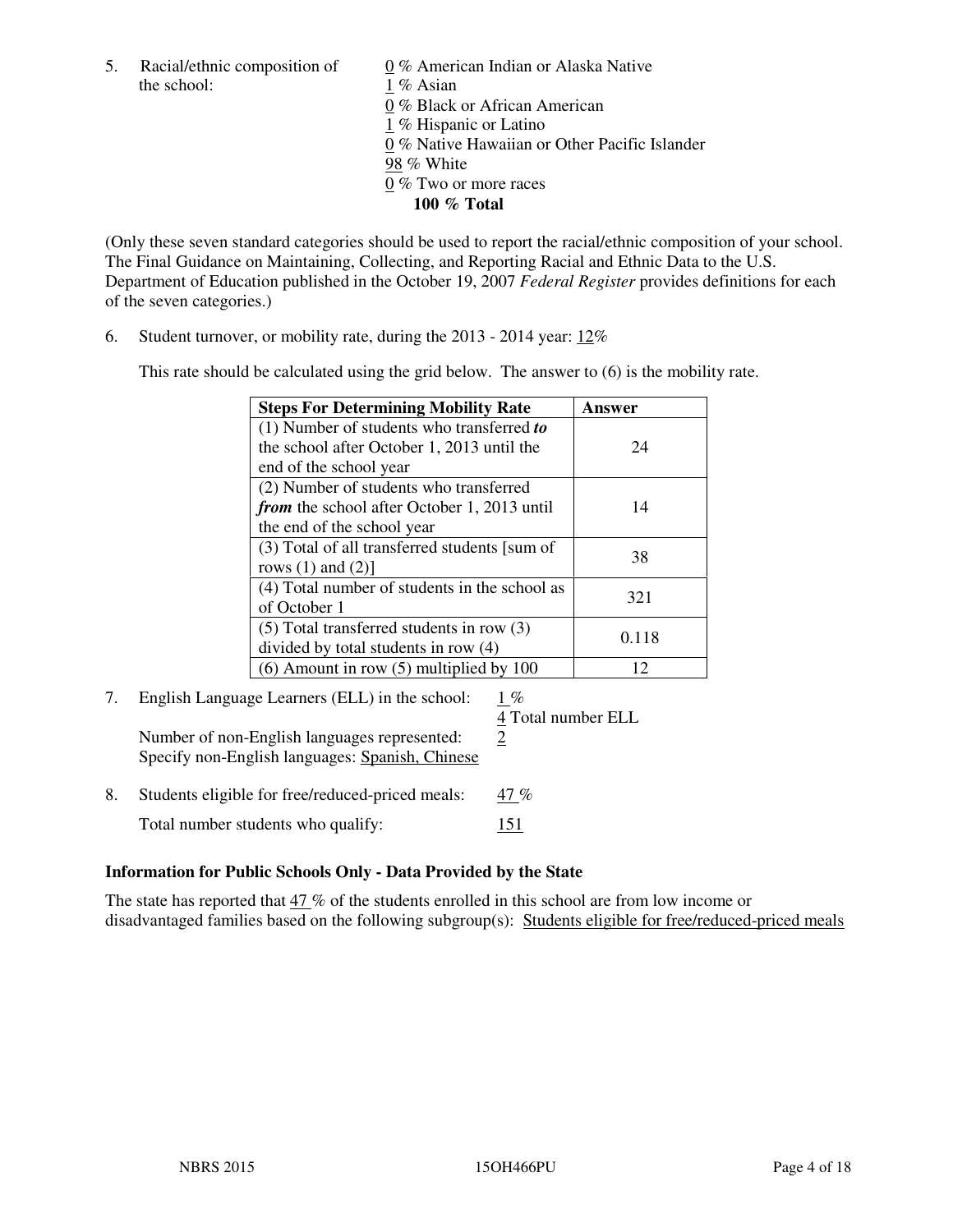5. Racial/ethnic composition of the school:

0 % American Indian or Alaska Native
1 % Asian
0 % Black or African American
1 % Hispanic or Latino
0 % Native Hawaiian or Other Pacific Islander
98 % White
0 % Two or more races
**100 % Total**

(Only these seven standard categories should be used to report the racial/ethnic composition of your school. The Final Guidance on Maintaining, Collecting, and Reporting Racial and Ethnic Data to the U.S. Department of Education published in the October 19, 2007 *Federal Register* provides definitions for each of the seven categories.)

6. Student turnover, or mobility rate, during the 2013 - 2014 year: 12%

This rate should be calculated using the grid below. The answer to (6) is the mobility rate.

| **Steps For Determining Mobility Rate** | **Answer** |
|---|---|
| (1) Number of students who transferred ***to*** the school after October 1, 2013 until the end of the school year | 24 |
| (2) Number of students who transferred ***from*** the school after October 1, 2013 until the end of the school year | 14 |
| (3) Total of all transferred students [sum of rows (1) and (2)] | 38 |
| (4) Total number of students in the school as of October 1 | 321 |
| (5) Total transferred students in row (3) divided by total students in row (4) | 0.118 |
| (6) Amount in row (5) multiplied by 100 | 12 |

7. English Language Learners (ELL) in the school: 1 %
4 Total number ELL
Number of non-English languages represented: 2
Specify non-English languages: Spanish, Chinese

8. Students eligible for free/reduced-priced meals: 47 %
Total number students who qualify: 151

### Information for Public Schools Only - Data Provided by the State

The state has reported that 47 % of the students enrolled in this school are from low income or disadvantaged families based on the following subgroup(s): Students eligible for free/reduced-priced meals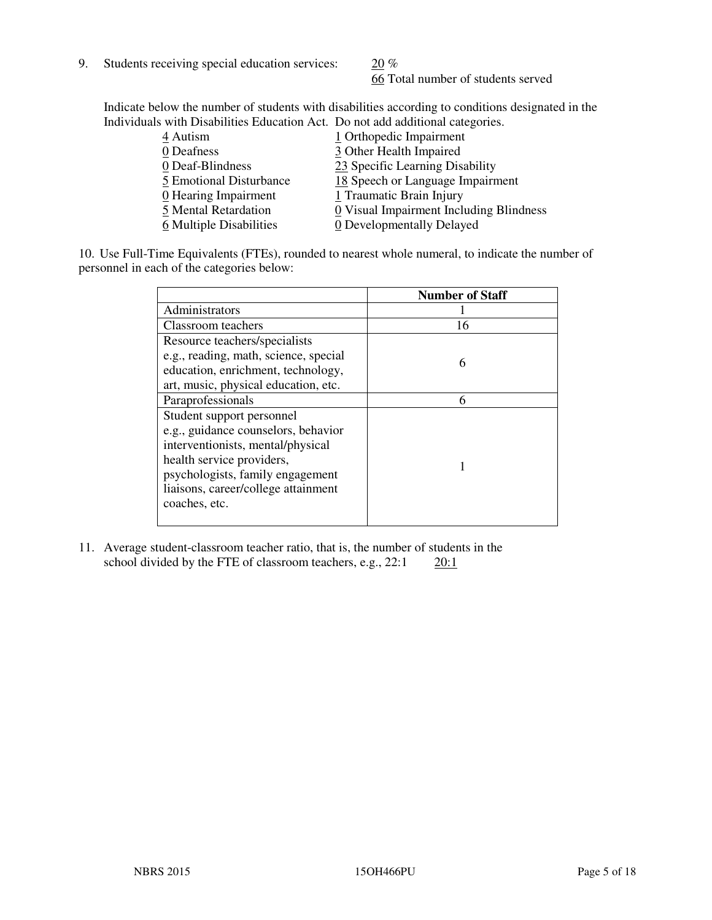9. Students receiving special education services: 20 %
   66 Total number of students served

Indicate below the number of students with disabilities according to conditions designated in the Individuals with Disabilities Education Act. Do not add additional categories.

| | |
|---|---|
| 4 Autism | 1 Orthopedic Impairment |
| 0 Deafness | 3 Other Health Impaired |
| 0 Deaf-Blindness | 23 Specific Learning Disability |
| 5 Emotional Disturbance | 18 Speech or Language Impairment |
| 0 Hearing Impairment | 1 Traumatic Brain Injury |
| 5 Mental Retardation | 0 Visual Impairment Including Blindness |
| 6 Multiple Disabilities | 0 Developmentally Delayed |

10. Use Full-Time Equivalents (FTEs), rounded to nearest whole numeral, to indicate the number of personnel in each of the categories below:

| | Number of Staff |
|---|---|
| Administrators | 1 |
| Classroom teachers | 16 |
| Resource teachers/specialists e.g., reading, math, science, special education, enrichment, technology, art, music, physical education, etc. | 6 |
| Paraprofessionals | 6 |
| Student support personnel e.g., guidance counselors, behavior interventionists, mental/physical health service providers, psychologists, family engagement liaisons, career/college attainment coaches, etc. | 1 |

11. Average student-classroom teacher ratio, that is, the number of students in the school divided by the FTE of classroom teachers, e.g., 22:1 20:1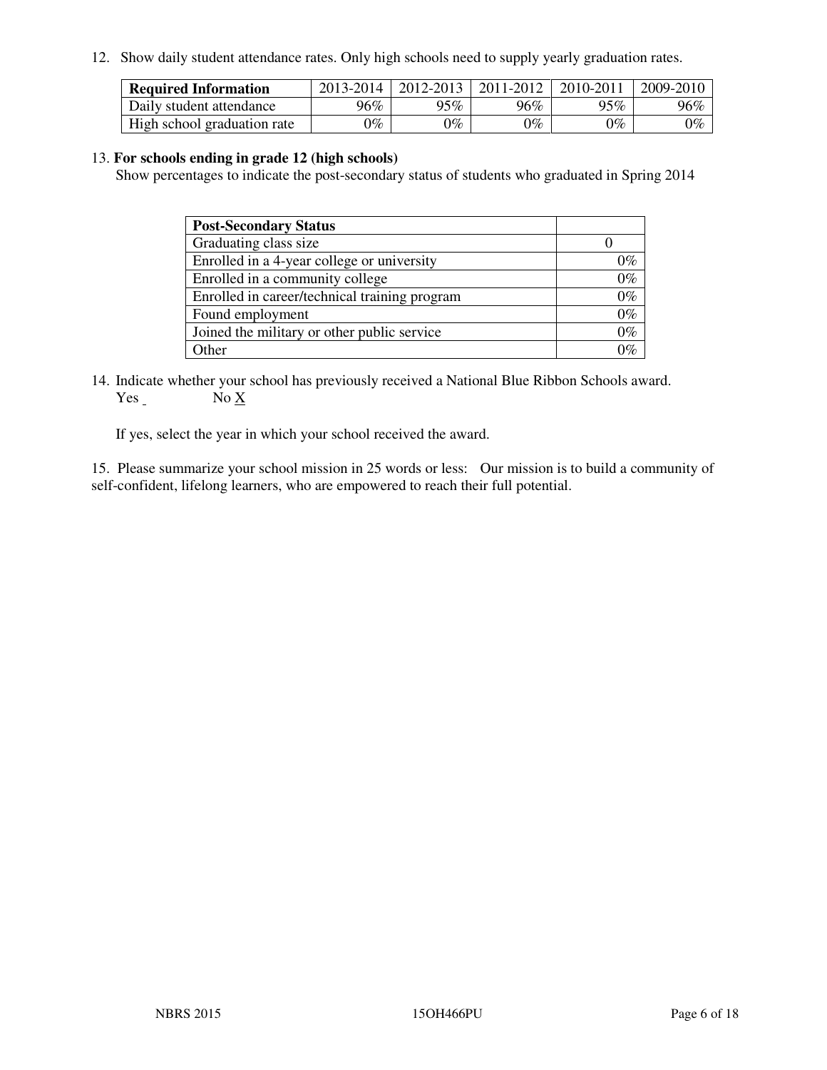12. Show daily student attendance rates. Only high schools need to supply yearly graduation rates.

| **Required Information** | 2013-2014 | 2012-2013 | 2011-2012 | 2010-2011 | 2009-2010 |
| --- | --- | --- | --- | --- | --- |
| Daily student attendance | 96% | 95% | 96% | 95% | 96% |
| High school graduation rate | 0% | 0% | 0% | 0% | 0% |

13. **For schools ending in grade 12 (high schools)**
Show percentages to indicate the post-secondary status of students who graduated in Spring 2014

| **Post-Secondary Status** | |
| --- | --- |
| Graduating class size | 0 |
| Enrolled in a 4-year college or university | 0% |
| Enrolled in a community college | 0% |
| Enrolled in career/technical training program | 0% |
| Found employment | 0% |
| Joined the military or other public service | 0% |
| Other | 0% |

14. Indicate whether your school has previously received a National Blue Ribbon Schools award.
Yes _ No X

If yes, select the year in which your school received the award.

15. Please summarize your school mission in 25 words or less: Our mission is to build a community of self-confident, lifelong learners, who are empowered to reach their full potential.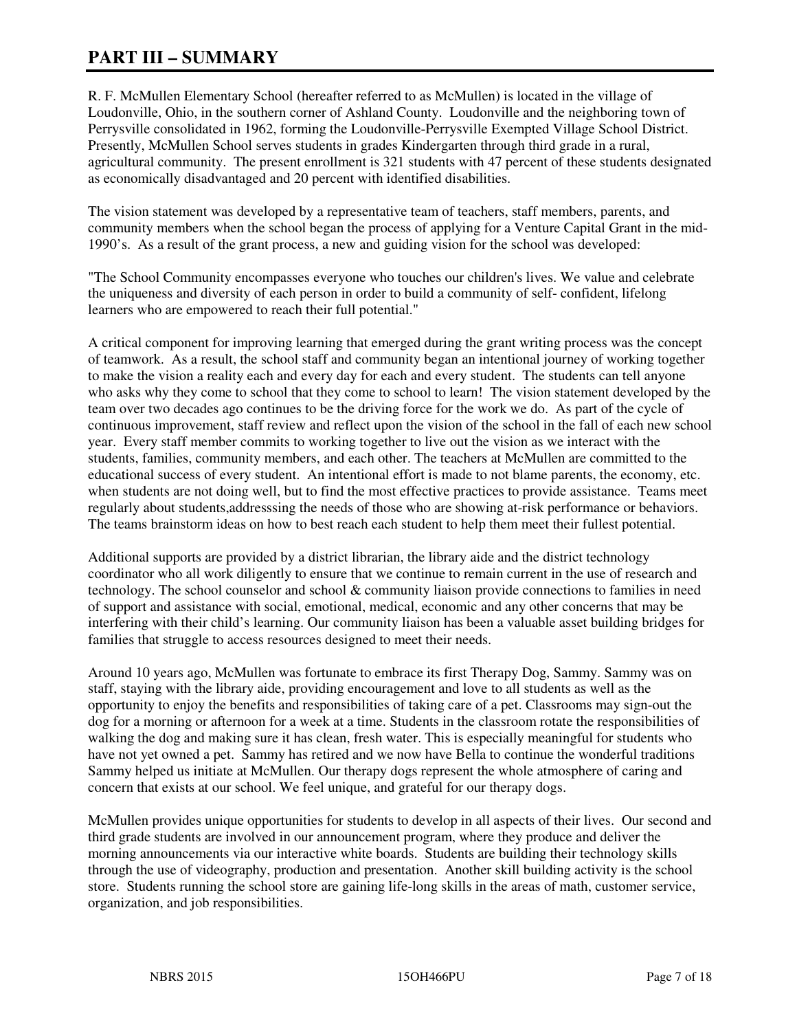# PART III – SUMMARY

R. F. McMullen Elementary School (hereafter referred to as McMullen) is located in the village of Loudonville, Ohio, in the southern corner of Ashland County. Loudonville and the neighboring town of Perrysville consolidated in 1962, forming the Loudonville-Perrysville Exempted Village School District. Presently, McMullen School serves students in grades Kindergarten through third grade in a rural, agricultural community. The present enrollment is 321 students with 47 percent of these students designated as economically disadvantaged and 20 percent with identified disabilities.

The vision statement was developed by a representative team of teachers, staff members, parents, and community members when the school began the process of applying for a Venture Capital Grant in the mid-1990's. As a result of the grant process, a new and guiding vision for the school was developed:

"The School Community encompasses everyone who touches our children's lives. We value and celebrate the uniqueness and diversity of each person in order to build a community of self- confident, lifelong learners who are empowered to reach their full potential."

A critical component for improving learning that emerged during the grant writing process was the concept of teamwork. As a result, the school staff and community began an intentional journey of working together to make the vision a reality each and every day for each and every student. The students can tell anyone who asks why they come to school that they come to school to learn! The vision statement developed by the team over two decades ago continues to be the driving force for the work we do. As part of the cycle of continuous improvement, staff review and reflect upon the vision of the school in the fall of each new school year. Every staff member commits to working together to live out the vision as we interact with the students, families, community members, and each other. The teachers at McMullen are committed to the educational success of every student. An intentional effort is made to not blame parents, the economy, etc. when students are not doing well, but to find the most effective practices to provide assistance. Teams meet regularly about students,addresssing the needs of those who are showing at-risk performance or behaviors. The teams brainstorm ideas on how to best reach each student to help them meet their fullest potential.

Additional supports are provided by a district librarian, the library aide and the district technology coordinator who all work diligently to ensure that we continue to remain current in the use of research and technology. The school counselor and school & community liaison provide connections to families in need of support and assistance with social, emotional, medical, economic and any other concerns that may be interfering with their child's learning. Our community liaison has been a valuable asset building bridges for families that struggle to access resources designed to meet their needs.

Around 10 years ago, McMullen was fortunate to embrace its first Therapy Dog, Sammy. Sammy was on staff, staying with the library aide, providing encouragement and love to all students as well as the opportunity to enjoy the benefits and responsibilities of taking care of a pet. Classrooms may sign-out the dog for a morning or afternoon for a week at a time. Students in the classroom rotate the responsibilities of walking the dog and making sure it has clean, fresh water. This is especially meaningful for students who have not yet owned a pet. Sammy has retired and we now have Bella to continue the wonderful traditions Sammy helped us initiate at McMullen. Our therapy dogs represent the whole atmosphere of caring and concern that exists at our school. We feel unique, and grateful for our therapy dogs.

McMullen provides unique opportunities for students to develop in all aspects of their lives. Our second and third grade students are involved in our announcement program, where they produce and deliver the morning announcements via our interactive white boards. Students are building their technology skills through the use of videography, production and presentation. Another skill building activity is the school store. Students running the school store are gaining life-long skills in the areas of math, customer service, organization, and job responsibilities.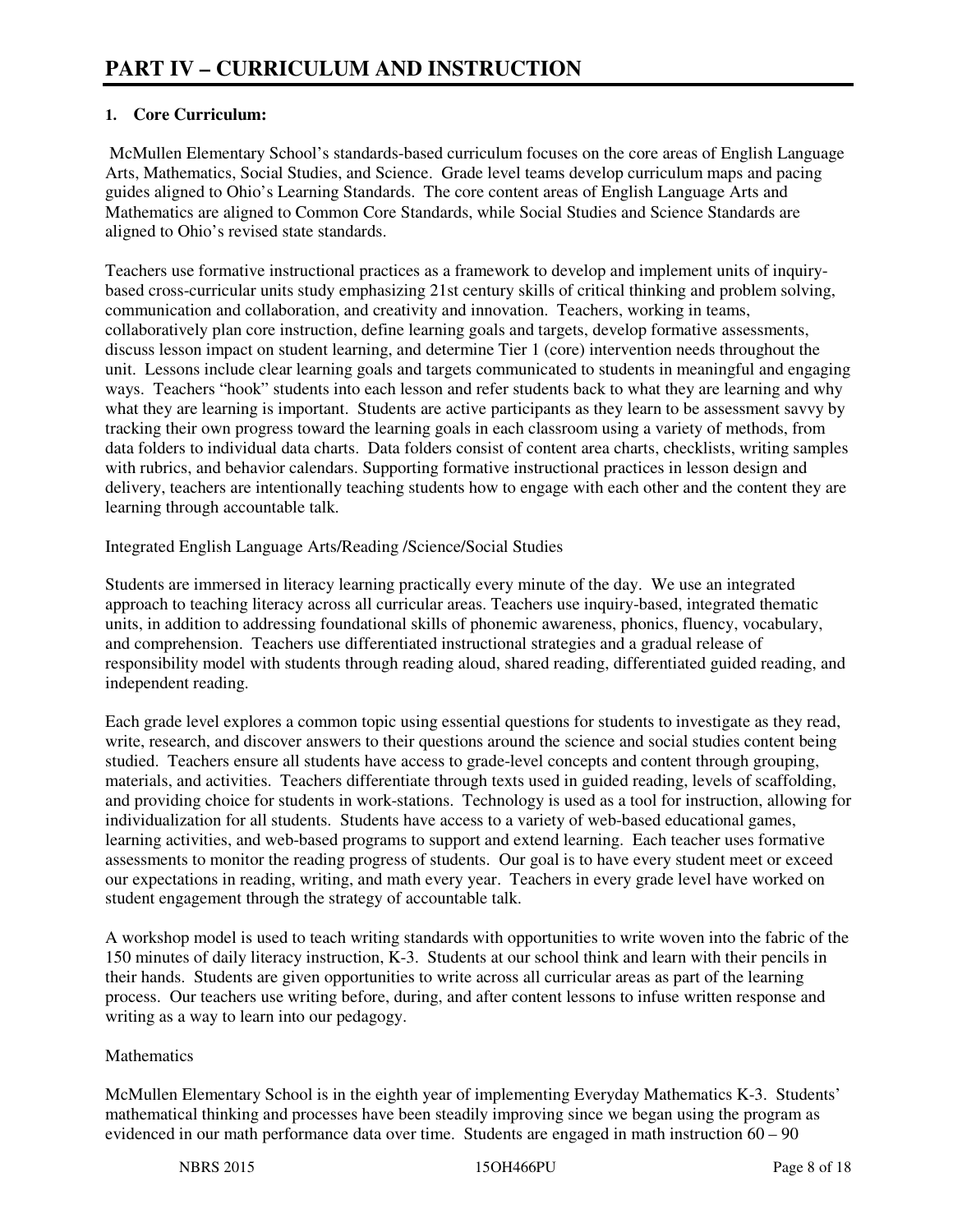# PART IV – CURRICULUM AND INSTRUCTION

**1. Core Curriculum:**

McMullen Elementary School's standards-based curriculum focuses on the core areas of English Language Arts, Mathematics, Social Studies, and Science. Grade level teams develop curriculum maps and pacing guides aligned to Ohio's Learning Standards. The core content areas of English Language Arts and Mathematics are aligned to Common Core Standards, while Social Studies and Science Standards are aligned to Ohio's revised state standards.

Teachers use formative instructional practices as a framework to develop and implement units of inquiry-based cross-curricular units study emphasizing 21st century skills of critical thinking and problem solving, communication and collaboration, and creativity and innovation. Teachers, working in teams, collaboratively plan core instruction, define learning goals and targets, develop formative assessments, discuss lesson impact on student learning, and determine Tier 1 (core) intervention needs throughout the unit. Lessons include clear learning goals and targets communicated to students in meaningful and engaging ways. Teachers "hook" students into each lesson and refer students back to what they are learning and why what they are learning is important. Students are active participants as they learn to be assessment savvy by tracking their own progress toward the learning goals in each classroom using a variety of methods, from data folders to individual data charts. Data folders consist of content area charts, checklists, writing samples with rubrics, and behavior calendars. Supporting formative instructional practices in lesson design and delivery, teachers are intentionally teaching students how to engage with each other and the content they are learning through accountable talk.

Integrated English Language Arts/Reading /Science/Social Studies

Students are immersed in literacy learning practically every minute of the day. We use an integrated approach to teaching literacy across all curricular areas. Teachers use inquiry-based, integrated thematic units, in addition to addressing foundational skills of phonemic awareness, phonics, fluency, vocabulary, and comprehension. Teachers use differentiated instructional strategies and a gradual release of responsibility model with students through reading aloud, shared reading, differentiated guided reading, and independent reading.

Each grade level explores a common topic using essential questions for students to investigate as they read, write, research, and discover answers to their questions around the science and social studies content being studied. Teachers ensure all students have access to grade-level concepts and content through grouping, materials, and activities. Teachers differentiate through texts used in guided reading, levels of scaffolding, and providing choice for students in work-stations. Technology is used as a tool for instruction, allowing for individualization for all students. Students have access to a variety of web-based educational games, learning activities, and web-based programs to support and extend learning. Each teacher uses formative assessments to monitor the reading progress of students. Our goal is to have every student meet or exceed our expectations in reading, writing, and math every year. Teachers in every grade level have worked on student engagement through the strategy of accountable talk.

A workshop model is used to teach writing standards with opportunities to write woven into the fabric of the 150 minutes of daily literacy instruction, K-3. Students at our school think and learn with their pencils in their hands. Students are given opportunities to write across all curricular areas as part of the learning process. Our teachers use writing before, during, and after content lessons to infuse written response and writing as a way to learn into our pedagogy.

Mathematics

McMullen Elementary School is in the eighth year of implementing Everyday Mathematics K-3. Students' mathematical thinking and processes have been steadily improving since we began using the program as evidenced in our math performance data over time. Students are engaged in math instruction 60 – 90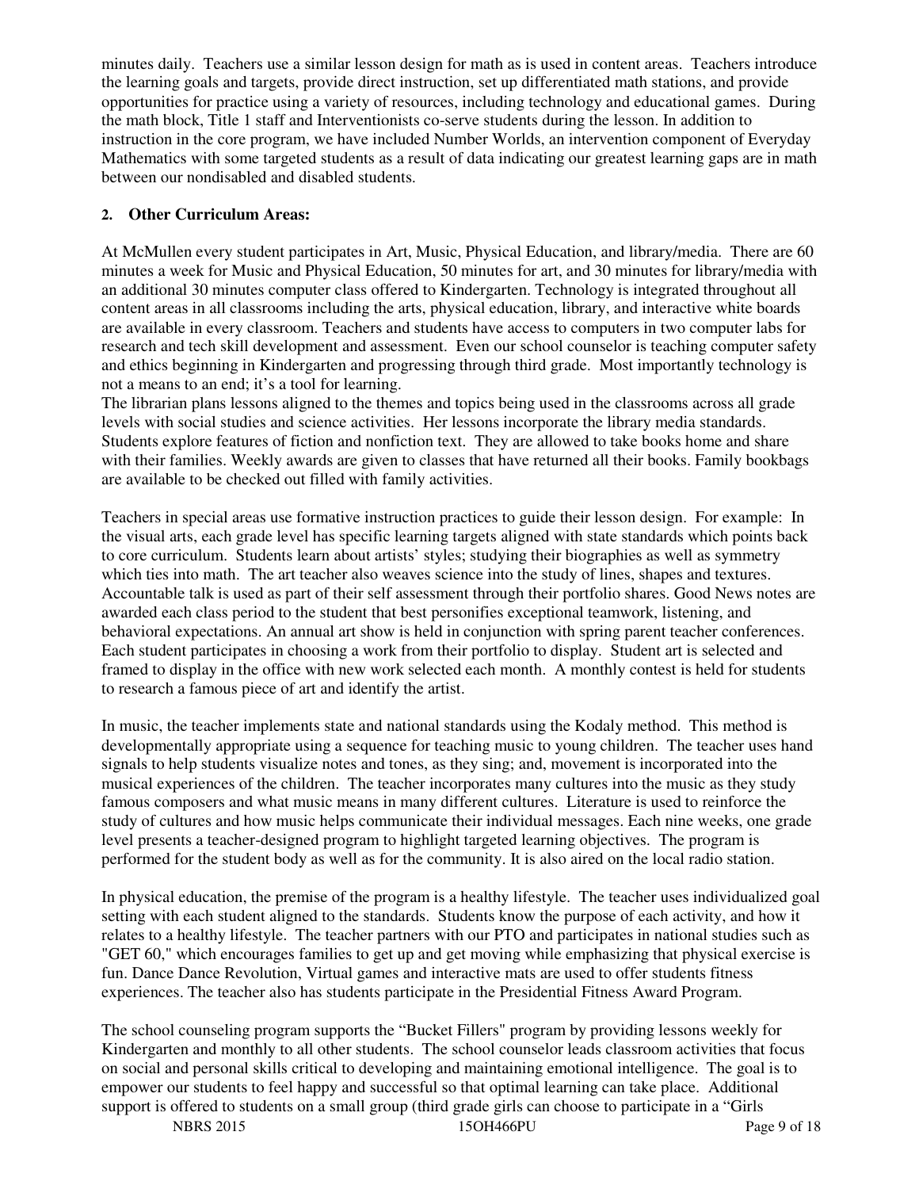minutes daily. Teachers use a similar lesson design for math as is used in content areas. Teachers introduce the learning goals and targets, provide direct instruction, set up differentiated math stations, and provide opportunities for practice using a variety of resources, including technology and educational games. During the math block, Title 1 staff and Interventionists co-serve students during the lesson. In addition to instruction in the core program, we have included Number Worlds, an intervention component of Everyday Mathematics with some targeted students as a result of data indicating our greatest learning gaps are in math between our nondisabled and disabled students.

**2. Other Curriculum Areas:**

At McMullen every student participates in Art, Music, Physical Education, and library/media. There are 60 minutes a week for Music and Physical Education, 50 minutes for art, and 30 minutes for library/media with an additional 30 minutes computer class offered to Kindergarten. Technology is integrated throughout all content areas in all classrooms including the arts, physical education, library, and interactive white boards are available in every classroom. Teachers and students have access to computers in two computer labs for research and tech skill development and assessment. Even our school counselor is teaching computer safety and ethics beginning in Kindergarten and progressing through third grade. Most importantly technology is not a means to an end; it's a tool for learning.

The librarian plans lessons aligned to the themes and topics being used in the classrooms across all grade levels with social studies and science activities. Her lessons incorporate the library media standards. Students explore features of fiction and nonfiction text. They are allowed to take books home and share with their families. Weekly awards are given to classes that have returned all their books. Family bookbags are available to be checked out filled with family activities.

Teachers in special areas use formative instruction practices to guide their lesson design. For example: In the visual arts, each grade level has specific learning targets aligned with state standards which points back to core curriculum. Students learn about artists' styles; studying their biographies as well as symmetry which ties into math. The art teacher also weaves science into the study of lines, shapes and textures. Accountable talk is used as part of their self assessment through their portfolio shares. Good News notes are awarded each class period to the student that best personifies exceptional teamwork, listening, and behavioral expectations. An annual art show is held in conjunction with spring parent teacher conferences. Each student participates in choosing a work from their portfolio to display. Student art is selected and framed to display in the office with new work selected each month. A monthly contest is held for students to research a famous piece of art and identify the artist.

In music, the teacher implements state and national standards using the Kodaly method. This method is developmentally appropriate using a sequence for teaching music to young children. The teacher uses hand signals to help students visualize notes and tones, as they sing; and, movement is incorporated into the musical experiences of the children. The teacher incorporates many cultures into the music as they study famous composers and what music means in many different cultures. Literature is used to reinforce the study of cultures and how music helps communicate their individual messages. Each nine weeks, one grade level presents a teacher-designed program to highlight targeted learning objectives. The program is performed for the student body as well as for the community. It is also aired on the local radio station.

In physical education, the premise of the program is a healthy lifestyle. The teacher uses individualized goal setting with each student aligned to the standards. Students know the purpose of each activity, and how it relates to a healthy lifestyle. The teacher partners with our PTO and participates in national studies such as "GET 60," which encourages families to get up and get moving while emphasizing that physical exercise is fun. Dance Dance Revolution, Virtual games and interactive mats are used to offer students fitness experiences. The teacher also has students participate in the Presidential Fitness Award Program.

The school counseling program supports the "Bucket Fillers" program by providing lessons weekly for Kindergarten and monthly to all other students. The school counselor leads classroom activities that focus on social and personal skills critical to developing and maintaining emotional intelligence. The goal is to empower our students to feel happy and successful so that optimal learning can take place. Additional support is offered to students on a small group (third grade girls can choose to participate in a "Girls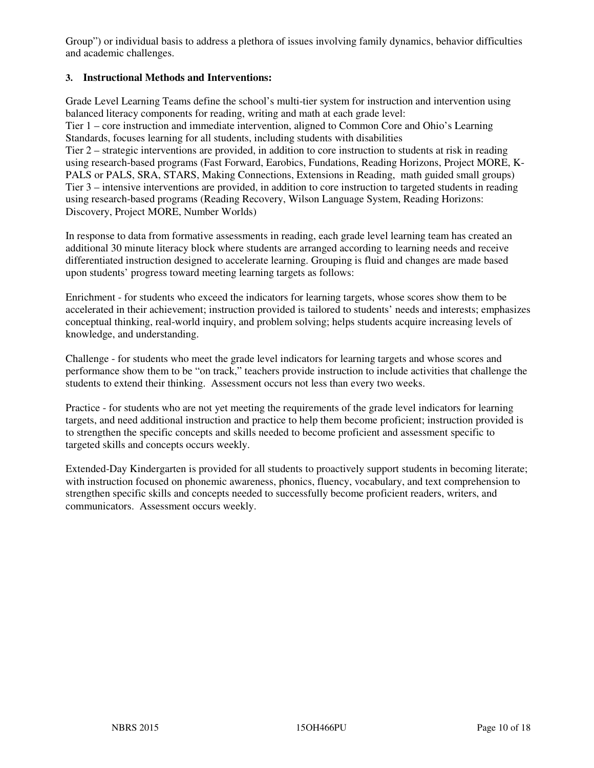Group") or individual basis to address a plethora of issues involving family dynamics, behavior difficulties and academic challenges.

### 3. Instructional Methods and Interventions:

Grade Level Learning Teams define the school's multi-tier system for instruction and intervention using balanced literacy components for reading, writing and math at each grade level:
Tier 1 – core instruction and immediate intervention, aligned to Common Core and Ohio's Learning Standards, focuses learning for all students, including students with disabilities
Tier 2 – strategic interventions are provided, in addition to core instruction to students at risk in reading using research-based programs (Fast Forward, Earobics, Fundations, Reading Horizons, Project MORE, K-PALS or PALS, SRA, STARS, Making Connections, Extensions in Reading, math guided small groups)
Tier 3 – intensive interventions are provided, in addition to core instruction to targeted students in reading using research-based programs (Reading Recovery, Wilson Language System, Reading Horizons: Discovery, Project MORE, Number Worlds)

In response to data from formative assessments in reading, each grade level learning team has created an additional 30 minute literacy block where students are arranged according to learning needs and receive differentiated instruction designed to accelerate learning. Grouping is fluid and changes are made based upon students' progress toward meeting learning targets as follows:

Enrichment - for students who exceed the indicators for learning targets, whose scores show them to be accelerated in their achievement; instruction provided is tailored to students' needs and interests; emphasizes conceptual thinking, real-world inquiry, and problem solving; helps students acquire increasing levels of knowledge, and understanding.

Challenge - for students who meet the grade level indicators for learning targets and whose scores and performance show them to be "on track," teachers provide instruction to include activities that challenge the students to extend their thinking. Assessment occurs not less than every two weeks.

Practice - for students who are not yet meeting the requirements of the grade level indicators for learning targets, and need additional instruction and practice to help them become proficient; instruction provided is to strengthen the specific concepts and skills needed to become proficient and assessment specific to targeted skills and concepts occurs weekly.

Extended-Day Kindergarten is provided for all students to proactively support students in becoming literate; with instruction focused on phonemic awareness, phonics, fluency, vocabulary, and text comprehension to strengthen specific skills and concepts needed to successfully become proficient readers, writers, and communicators. Assessment occurs weekly.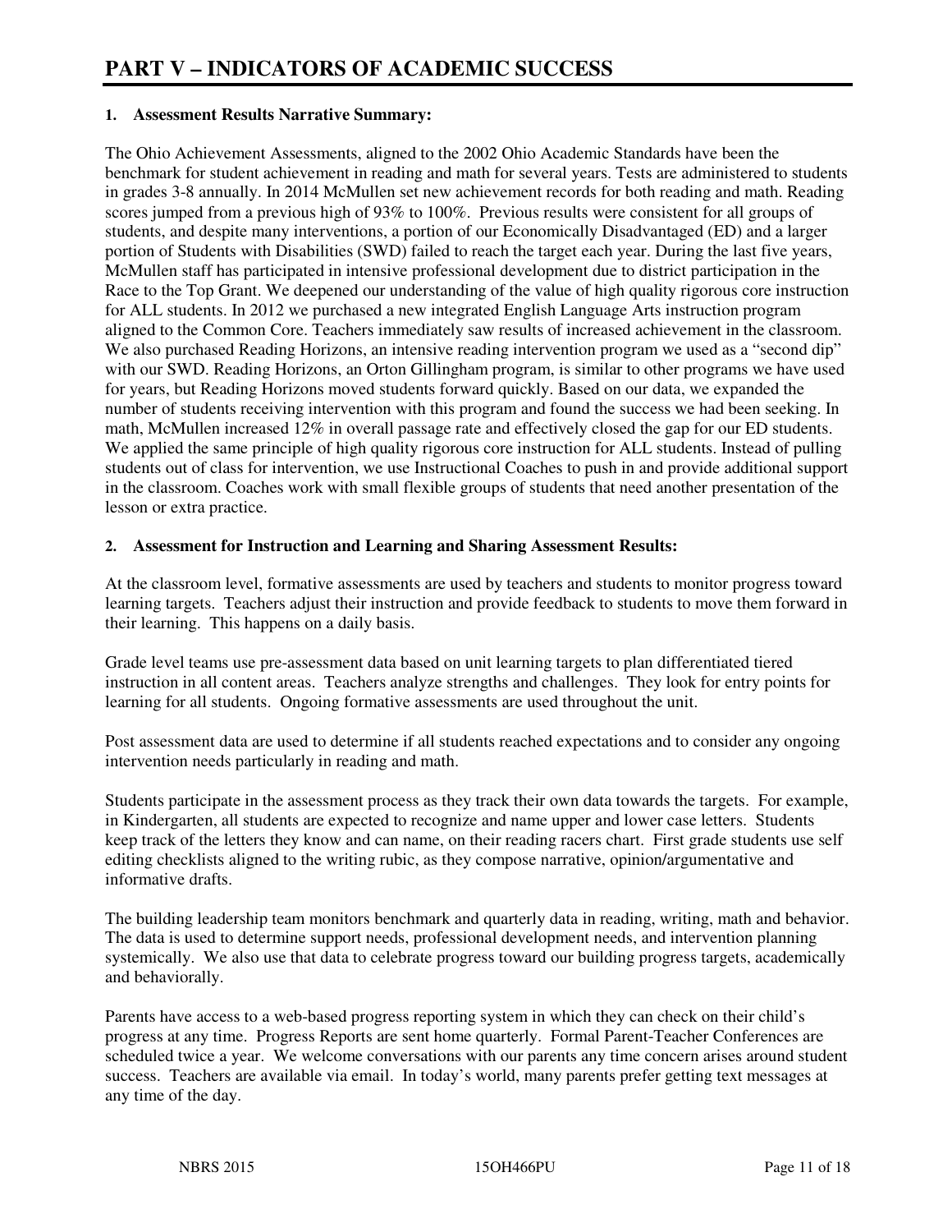# PART V – INDICATORS OF ACADEMIC SUCCESS

## 1. Assessment Results Narrative Summary:

The Ohio Achievement Assessments, aligned to the 2002 Ohio Academic Standards have been the benchmark for student achievement in reading and math for several years. Tests are administered to students in grades 3-8 annually. In 2014 McMullen set new achievement records for both reading and math. Reading scores jumped from a previous high of 93% to 100%. Previous results were consistent for all groups of students, and despite many interventions, a portion of our Economically Disadvantaged (ED) and a larger portion of Students with Disabilities (SWD) failed to reach the target each year. During the last five years, McMullen staff has participated in intensive professional development due to district participation in the Race to the Top Grant. We deepened our understanding of the value of high quality rigorous core instruction for ALL students. In 2012 we purchased a new integrated English Language Arts instruction program aligned to the Common Core. Teachers immediately saw results of increased achievement in the classroom. We also purchased Reading Horizons, an intensive reading intervention program we used as a "second dip" with our SWD. Reading Horizons, an Orton Gillingham program, is similar to other programs we have used for years, but Reading Horizons moved students forward quickly. Based on our data, we expanded the number of students receiving intervention with this program and found the success we had been seeking. In math, McMullen increased 12% in overall passage rate and effectively closed the gap for our ED students. We applied the same principle of high quality rigorous core instruction for ALL students. Instead of pulling students out of class for intervention, we use Instructional Coaches to push in and provide additional support in the classroom. Coaches work with small flexible groups of students that need another presentation of the lesson or extra practice.

## 2. Assessment for Instruction and Learning and Sharing Assessment Results:

At the classroom level, formative assessments are used by teachers and students to monitor progress toward learning targets. Teachers adjust their instruction and provide feedback to students to move them forward in their learning. This happens on a daily basis.

Grade level teams use pre-assessment data based on unit learning targets to plan differentiated tiered instruction in all content areas. Teachers analyze strengths and challenges. They look for entry points for learning for all students. Ongoing formative assessments are used throughout the unit.

Post assessment data are used to determine if all students reached expectations and to consider any ongoing intervention needs particularly in reading and math.

Students participate in the assessment process as they track their own data towards the targets. For example, in Kindergarten, all students are expected to recognize and name upper and lower case letters. Students keep track of the letters they know and can name, on their reading racers chart. First grade students use self editing checklists aligned to the writing rubic, as they compose narrative, opinion/argumentative and informative drafts.

The building leadership team monitors benchmark and quarterly data in reading, writing, math and behavior. The data is used to determine support needs, professional development needs, and intervention planning systemically. We also use that data to celebrate progress toward our building progress targets, academically and behaviorally.

Parents have access to a web-based progress reporting system in which they can check on their child's progress at any time. Progress Reports are sent home quarterly. Formal Parent-Teacher Conferences are scheduled twice a year. We welcome conversations with our parents any time concern arises around student success. Teachers are available via email. In today's world, many parents prefer getting text messages at any time of the day.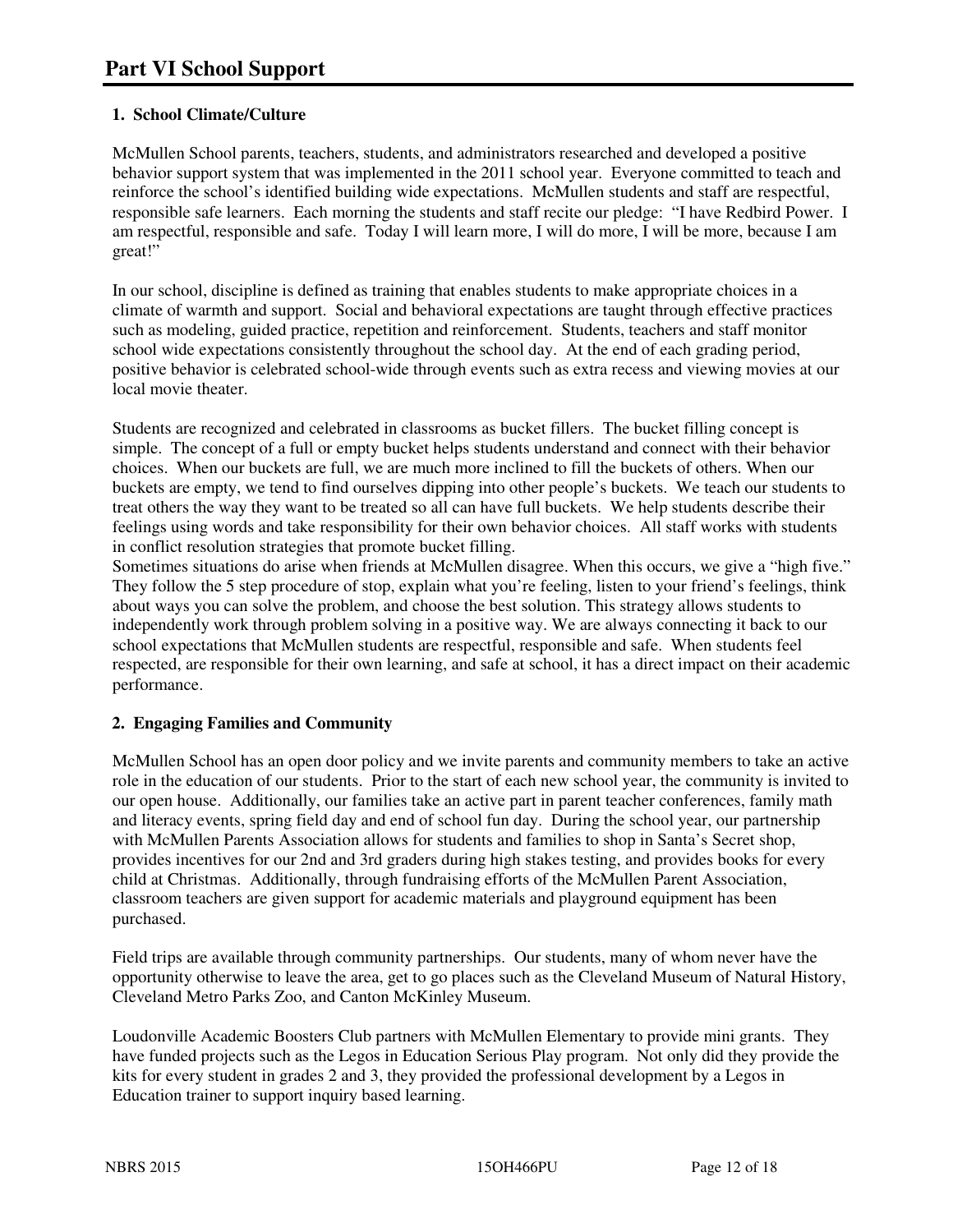# Part VI School Support

## 1. School Climate/Culture

McMullen School parents, teachers, students, and administrators researched and developed a positive behavior support system that was implemented in the 2011 school year. Everyone committed to teach and reinforce the school's identified building wide expectations. McMullen students and staff are respectful, responsible safe learners. Each morning the students and staff recite our pledge: "I have Redbird Power. I am respectful, responsible and safe. Today I will learn more, I will do more, I will be more, because I am great!"

In our school, discipline is defined as training that enables students to make appropriate choices in a climate of warmth and support. Social and behavioral expectations are taught through effective practices such as modeling, guided practice, repetition and reinforcement. Students, teachers and staff monitor school wide expectations consistently throughout the school day. At the end of each grading period, positive behavior is celebrated school-wide through events such as extra recess and viewing movies at our local movie theater.

Students are recognized and celebrated in classrooms as bucket fillers. The bucket filling concept is simple. The concept of a full or empty bucket helps students understand and connect with their behavior choices. When our buckets are full, we are much more inclined to fill the buckets of others. When our buckets are empty, we tend to find ourselves dipping into other people's buckets. We teach our students to treat others the way they want to be treated so all can have full buckets. We help students describe their feelings using words and take responsibility for their own behavior choices. All staff works with students in conflict resolution strategies that promote bucket filling.

Sometimes situations do arise when friends at McMullen disagree. When this occurs, we give a "high five." They follow the 5 step procedure of stop, explain what you're feeling, listen to your friend's feelings, think about ways you can solve the problem, and choose the best solution. This strategy allows students to independently work through problem solving in a positive way. We are always connecting it back to our school expectations that McMullen students are respectful, responsible and safe. When students feel respected, are responsible for their own learning, and safe at school, it has a direct impact on their academic performance.

## 2. Engaging Families and Community

McMullen School has an open door policy and we invite parents and community members to take an active role in the education of our students. Prior to the start of each new school year, the community is invited to our open house. Additionally, our families take an active part in parent teacher conferences, family math and literacy events, spring field day and end of school fun day. During the school year, our partnership with McMullen Parents Association allows for students and families to shop in Santa's Secret shop, provides incentives for our 2nd and 3rd graders during high stakes testing, and provides books for every child at Christmas. Additionally, through fundraising efforts of the McMullen Parent Association, classroom teachers are given support for academic materials and playground equipment has been purchased.

Field trips are available through community partnerships. Our students, many of whom never have the opportunity otherwise to leave the area, get to go places such as the Cleveland Museum of Natural History, Cleveland Metro Parks Zoo, and Canton McKinley Museum.

Loudonville Academic Boosters Club partners with McMullen Elementary to provide mini grants. They have funded projects such as the Legos in Education Serious Play program. Not only did they provide the kits for every student in grades 2 and 3, they provided the professional development by a Legos in Education trainer to support inquiry based learning.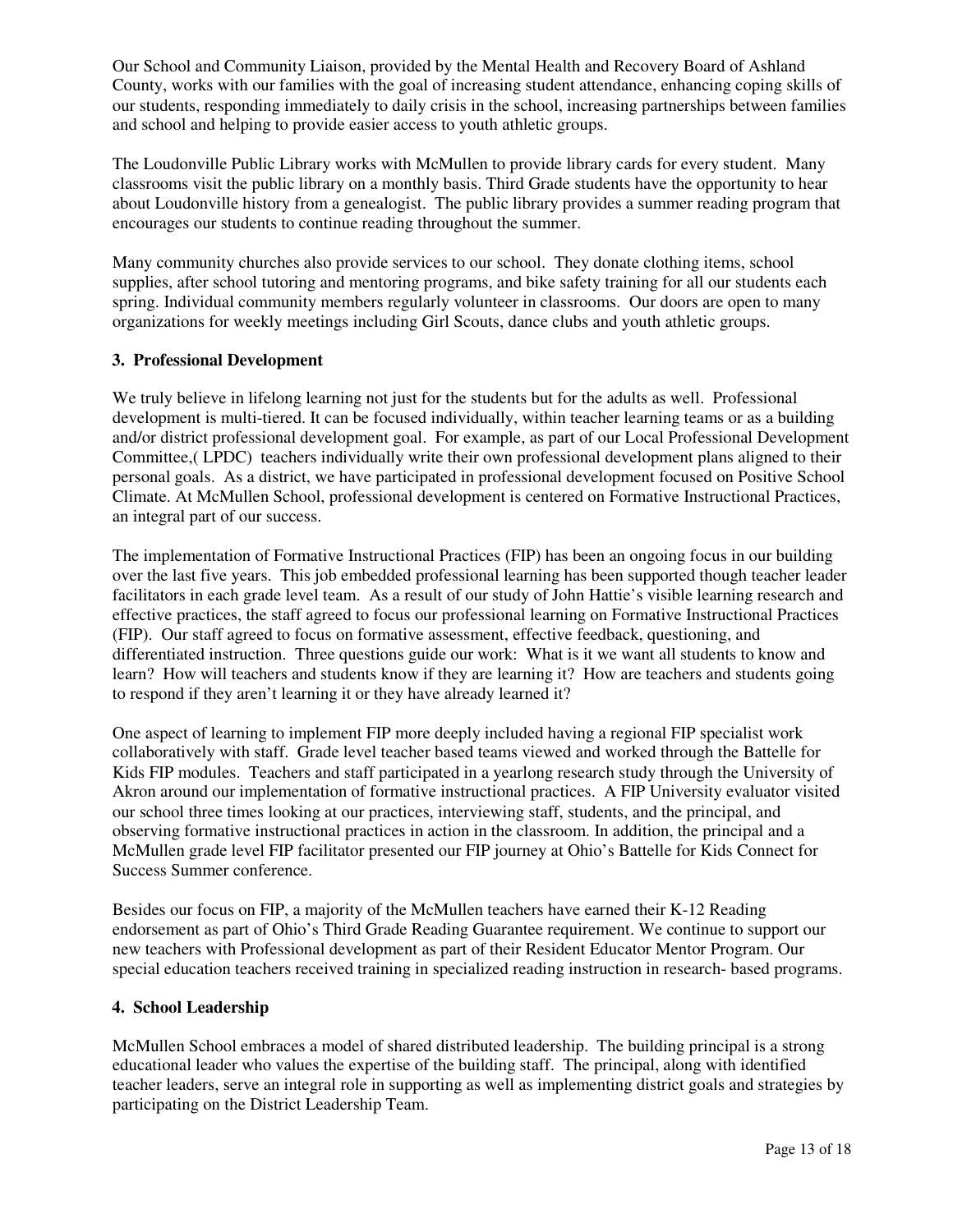Our School and Community Liaison, provided by the Mental Health and Recovery Board of Ashland County, works with our families with the goal of increasing student attendance, enhancing coping skills of our students, responding immediately to daily crisis in the school, increasing partnerships between families and school and helping to provide easier access to youth athletic groups.

The Loudonville Public Library works with McMullen to provide library cards for every student. Many classrooms visit the public library on a monthly basis. Third Grade students have the opportunity to hear about Loudonville history from a genealogist. The public library provides a summer reading program that encourages our students to continue reading throughout the summer.

Many community churches also provide services to our school. They donate clothing items, school supplies, after school tutoring and mentoring programs, and bike safety training for all our students each spring. Individual community members regularly volunteer in classrooms. Our doors are open to many organizations for weekly meetings including Girl Scouts, dance clubs and youth athletic groups.

**3. Professional Development**

We truly believe in lifelong learning not just for the students but for the adults as well. Professional development is multi-tiered. It can be focused individually, within teacher learning teams or as a building and/or district professional development goal. For example, as part of our Local Professional Development Committee,( LPDC) teachers individually write their own professional development plans aligned to their personal goals. As a district, we have participated in professional development focused on Positive School Climate. At McMullen School, professional development is centered on Formative Instructional Practices, an integral part of our success.

The implementation of Formative Instructional Practices (FIP) has been an ongoing focus in our building over the last five years. This job embedded professional learning has been supported though teacher leader facilitators in each grade level team. As a result of our study of John Hattie's visible learning research and effective practices, the staff agreed to focus our professional learning on Formative Instructional Practices (FIP). Our staff agreed to focus on formative assessment, effective feedback, questioning, and differentiated instruction. Three questions guide our work: What is it we want all students to know and learn? How will teachers and students know if they are learning it? How are teachers and students going to respond if they aren't learning it or they have already learned it?

One aspect of learning to implement FIP more deeply included having a regional FIP specialist work collaboratively with staff. Grade level teacher based teams viewed and worked through the Battelle for Kids FIP modules. Teachers and staff participated in a yearlong research study through the University of Akron around our implementation of formative instructional practices. A FIP University evaluator visited our school three times looking at our practices, interviewing staff, students, and the principal, and observing formative instructional practices in action in the classroom. In addition, the principal and a McMullen grade level FIP facilitator presented our FIP journey at Ohio's Battelle for Kids Connect for Success Summer conference.

Besides our focus on FIP, a majority of the McMullen teachers have earned their K-12 Reading endorsement as part of Ohio's Third Grade Reading Guarantee requirement. We continue to support our new teachers with Professional development as part of their Resident Educator Mentor Program. Our special education teachers received training in specialized reading instruction in research- based programs.

**4. School Leadership**

McMullen School embraces a model of shared distributed leadership. The building principal is a strong educational leader who values the expertise of the building staff. The principal, along with identified teacher leaders, serve an integral role in supporting as well as implementing district goals and strategies by participating on the District Leadership Team.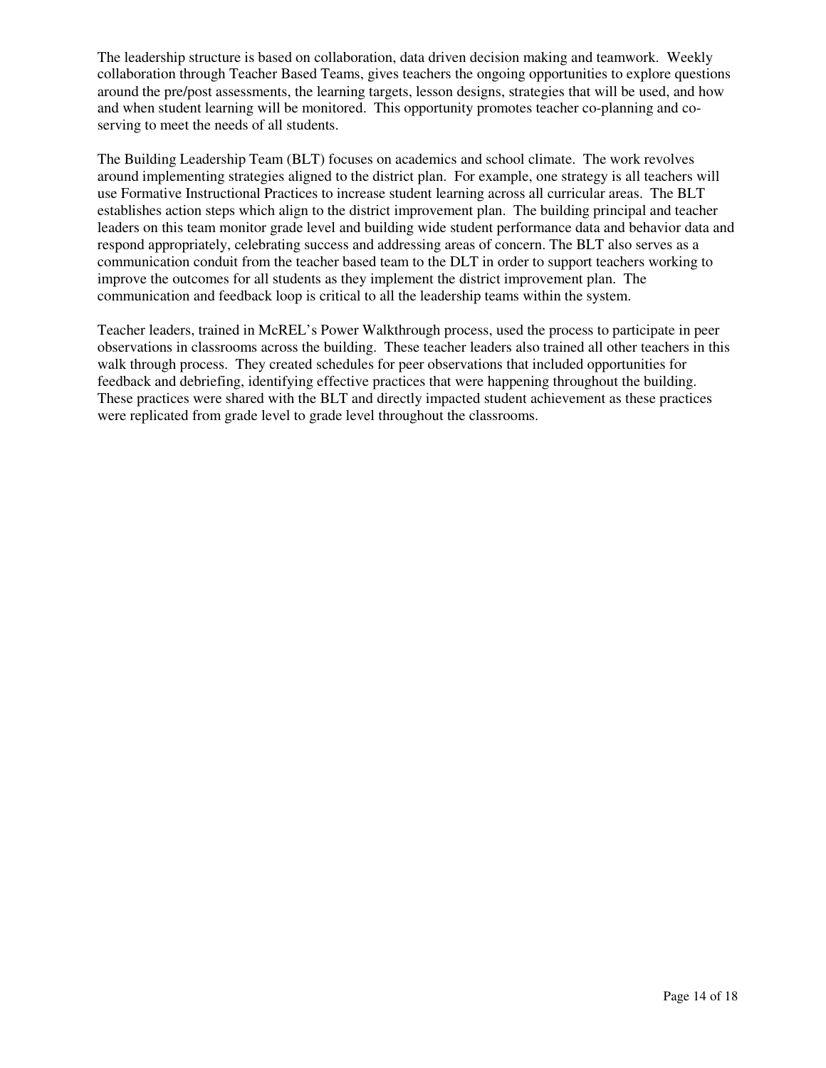The leadership structure is based on collaboration, data driven decision making and teamwork. Weekly collaboration through Teacher Based Teams, gives teachers the ongoing opportunities to explore questions around the pre/post assessments, the learning targets, lesson designs, strategies that will be used, and how and when student learning will be monitored. This opportunity promotes teacher co-planning and co-serving to meet the needs of all students.

The Building Leadership Team (BLT) focuses on academics and school climate. The work revolves around implementing strategies aligned to the district plan. For example, one strategy is all teachers will use Formative Instructional Practices to increase student learning across all curricular areas. The BLT establishes action steps which align to the district improvement plan. The building principal and teacher leaders on this team monitor grade level and building wide student performance data and behavior data and respond appropriately, celebrating success and addressing areas of concern. The BLT also serves as a communication conduit from the teacher based team to the DLT in order to support teachers working to improve the outcomes for all students as they implement the district improvement plan. The communication and feedback loop is critical to all the leadership teams within the system.

Teacher leaders, trained in McREL's Power Walkthrough process, used the process to participate in peer observations in classrooms across the building. These teacher leaders also trained all other teachers in this walk through process. They created schedules for peer observations that included opportunities for feedback and debriefing, identifying effective practices that were happening throughout the building. These practices were shared with the BLT and directly impacted student achievement as these practices were replicated from grade level to grade level throughout the classrooms.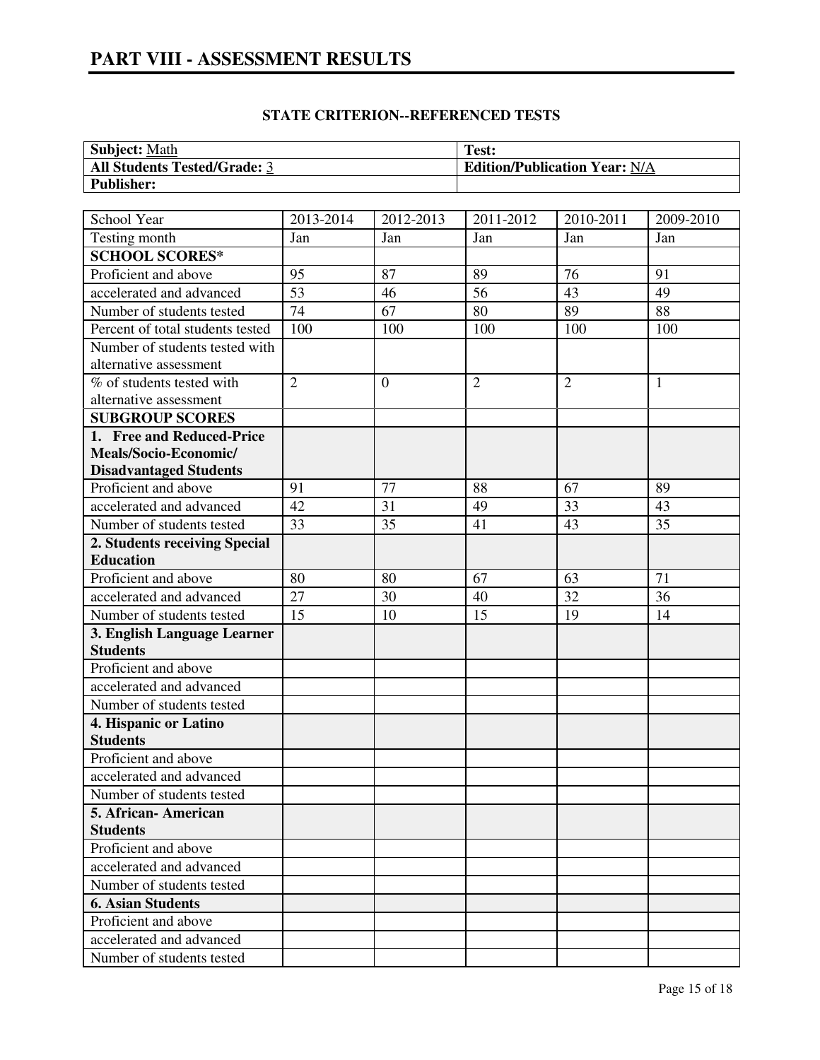# PART VIII - ASSESSMENT RESULTS

**STATE CRITERION--REFERENCED TESTS**

| **Subject:** Math | **Test:** |
|---|---|
| **All Students Tested/Grade:** 3 | **Edition/Publication Year:** N/A |
| **Publisher:** | |

| School Year | 2013-2014 | 2012-2013 | 2011-2012 | 2010-2011 | 2009-2010 |
|---|---|---|---|---|---|
| Testing month | Jan | Jan | Jan | Jan | Jan |
| **SCHOOL SCORES*** | | | | | |
| Proficient and above | 95 | 87 | 89 | 76 | 91 |
| accelerated and advanced | 53 | 46 | 56 | 43 | 49 |
| Number of students tested | 74 | 67 | 80 | 89 | 88 |
| Percent of total students tested | 100 | 100 | 100 | 100 | 100 |
| Number of students tested with alternative assessment | | | | | |
| % of students tested with alternative assessment | 2 | 0 | 2 | 2 | 1 |
| **SUBGROUP SCORES** | | | | | |
| **1. Free and Reduced-Price Meals/Socio-Economic/ Disadvantaged Students** | | | | | |
| Proficient and above | 91 | 77 | 88 | 67 | 89 |
| accelerated and advanced | 42 | 31 | 49 | 33 | 43 |
| Number of students tested | 33 | 35 | 41 | 43 | 35 |
| **2. Students receiving Special Education** | | | | | |
| Proficient and above | 80 | 80 | 67 | 63 | 71 |
| accelerated and advanced | 27 | 30 | 40 | 32 | 36 |
| Number of students tested | 15 | 10 | 15 | 19 | 14 |
| **3. English Language Learner Students** | | | | | |
| Proficient and above | | | | | |
| accelerated and advanced | | | | | |
| Number of students tested | | | | | |
| **4. Hispanic or Latino Students** | | | | | |
| Proficient and above | | | | | |
| accelerated and advanced | | | | | |
| Number of students tested | | | | | |
| **5. African- American Students** | | | | | |
| Proficient and above | | | | | |
| accelerated and advanced | | | | | |
| Number of students tested | | | | | |
| **6. Asian Students** | | | | | |
| Proficient and above | | | | | |
| accelerated and advanced | | | | | |
| Number of students tested | | | | | |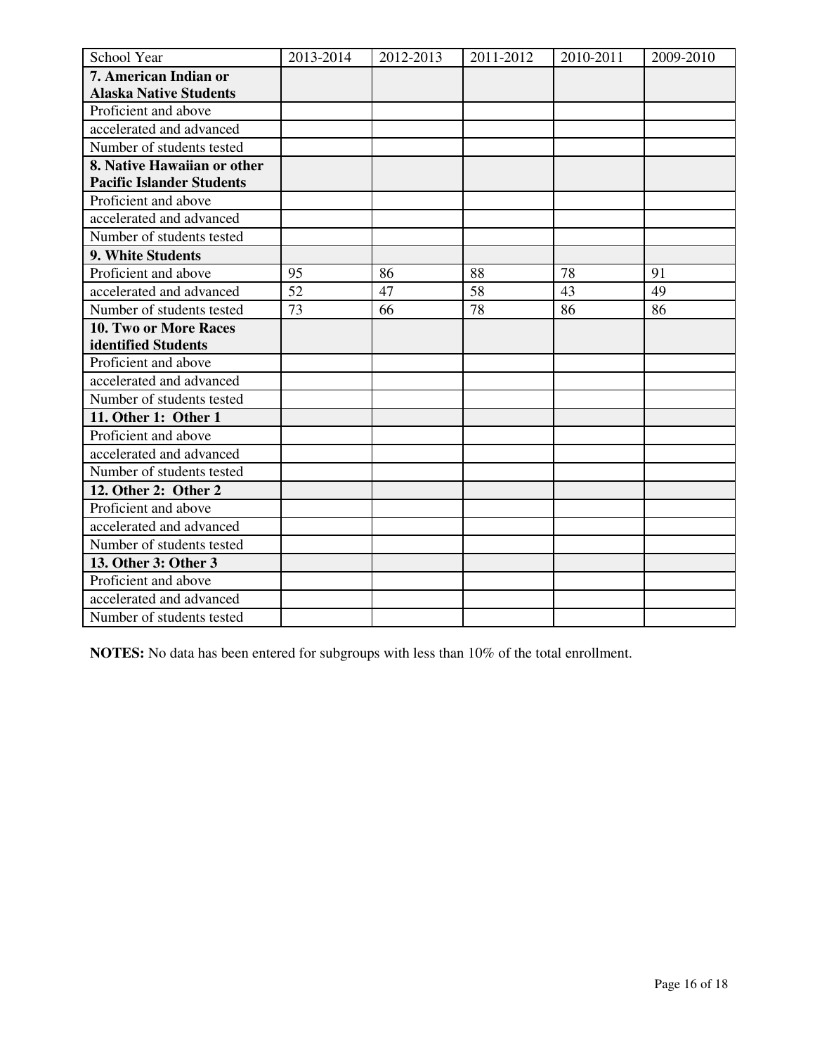| School Year | 2013-2014 | 2012-2013 | 2011-2012 | 2010-2011 | 2009-2010 |
| --- | --- | --- | --- | --- | --- |
| **7. American Indian or Alaska Native Students** | | | | | |
| Proficient and above | | | | | |
| accelerated and advanced | | | | | |
| Number of students tested | | | | | |
| **8. Native Hawaiian or other Pacific Islander Students** | | | | | |
| Proficient and above | | | | | |
| accelerated and advanced | | | | | |
| Number of students tested | | | | | |
| **9. White Students** | | | | | |
| Proficient and above | 95 | 86 | 88 | 78 | 91 |
| accelerated and advanced | 52 | 47 | 58 | 43 | 49 |
| Number of students tested | 73 | 66 | 78 | 86 | 86 |
| **10. Two or More Races identified Students** | | | | | |
| Proficient and above | | | | | |
| accelerated and advanced | | | | | |
| Number of students tested | | | | | |
| **11. Other 1: Other 1** | | | | | |
| Proficient and above | | | | | |
| accelerated and advanced | | | | | |
| Number of students tested | | | | | |
| **12. Other 2: Other 2** | | | | | |
| Proficient and above | | | | | |
| accelerated and advanced | | | | | |
| Number of students tested | | | | | |
| **13. Other 3: Other 3** | | | | | |
| Proficient and above | | | | | |
| accelerated and advanced | | | | | |
| Number of students tested | | | | | |

**NOTES:** No data has been entered for subgroups with less than 10% of the total enrollment.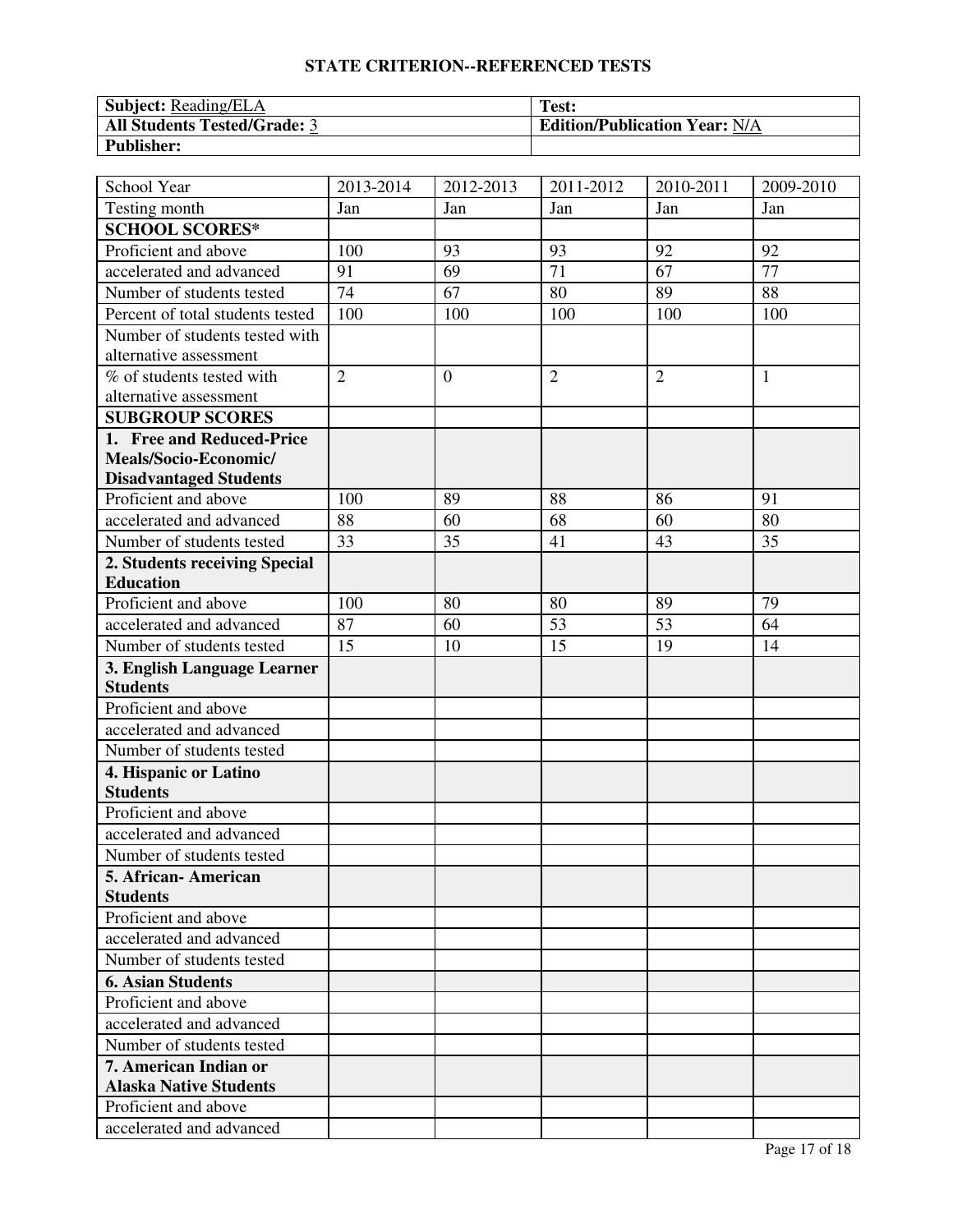## STATE CRITERION--REFERENCED TESTS

| **Subject:** Reading/ELA | **Test:** |
|---|---|
| **All Students Tested/Grade:** 3 | **Edition/Publication Year:** N/A |
| **Publisher:** | |

| School Year | 2013-2014 | 2012-2013 | 2011-2012 | 2010-2011 | 2009-2010 |
|---|---|---|---|---|---|
| Testing month | Jan | Jan | Jan | Jan | Jan |
| **SCHOOL SCORES*** | | | | | |
| Proficient and above | 100 | 93 | 93 | 92 | 92 |
| accelerated and advanced | 91 | 69 | 71 | 67 | 77 |
| Number of students tested | 74 | 67 | 80 | 89 | 88 |
| Percent of total students tested | 100 | 100 | 100 | 100 | 100 |
| Number of students tested with alternative assessment | | | | | |
| % of students tested with alternative assessment | 2 | 0 | 2 | 2 | 1 |
| **SUBGROUP SCORES** | | | | | |
| **1. Free and Reduced-Price Meals/Socio-Economic/ Disadvantaged Students** | | | | | |
| Proficient and above | 100 | 89 | 88 | 86 | 91 |
| accelerated and advanced | 88 | 60 | 68 | 60 | 80 |
| Number of students tested | 33 | 35 | 41 | 43 | 35 |
| **2. Students receiving Special Education** | | | | | |
| Proficient and above | 100 | 80 | 80 | 89 | 79 |
| accelerated and advanced | 87 | 60 | 53 | 53 | 64 |
| Number of students tested | 15 | 10 | 15 | 19 | 14 |
| **3. English Language Learner Students** | | | | | |
| Proficient and above | | | | | |
| accelerated and advanced | | | | | |
| Number of students tested | | | | | |
| **4. Hispanic or Latino Students** | | | | | |
| Proficient and above | | | | | |
| accelerated and advanced | | | | | |
| Number of students tested | | | | | |
| **5. African- American Students** | | | | | |
| Proficient and above | | | | | |
| accelerated and advanced | | | | | |
| Number of students tested | | | | | |
| **6. Asian Students** | | | | | |
| Proficient and above | | | | | |
| accelerated and advanced | | | | | |
| Number of students tested | | | | | |
| **7. American Indian or Alaska Native Students** | | | | | |
| Proficient and above | | | | | |
| accelerated and advanced | | | | | |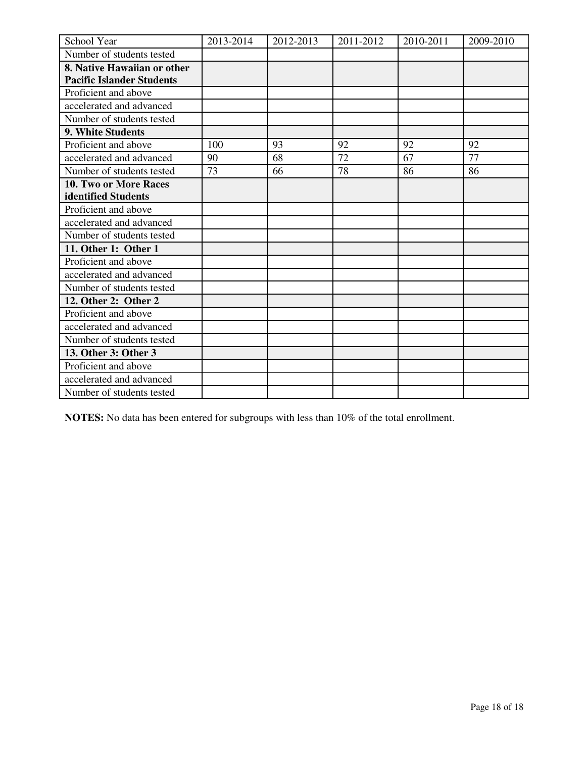| School Year | 2013-2014 | 2012-2013 | 2011-2012 | 2010-2011 | 2009-2010 |
|---|---|---|---|---|---|
| Number of students tested | | | | | |
| **8. Native Hawaiian or other Pacific Islander Students** | | | | | |
| Proficient and above | | | | | |
| accelerated and advanced | | | | | |
| Number of students tested | | | | | |
| **9. White Students** | | | | | |
| Proficient and above | 100 | 93 | 92 | 92 | 92 |
| accelerated and advanced | 90 | 68 | 72 | 67 | 77 |
| Number of students tested | 73 | 66 | 78 | 86 | 86 |
| **10. Two or More Races identified Students** | | | | | |
| Proficient and above | | | | | |
| accelerated and advanced | | | | | |
| Number of students tested | | | | | |
| **11. Other 1: Other 1** | | | | | |
| Proficient and above | | | | | |
| accelerated and advanced | | | | | |
| Number of students tested | | | | | |
| **12. Other 2: Other 2** | | | | | |
| Proficient and above | | | | | |
| accelerated and advanced | | | | | |
| Number of students tested | | | | | |
| **13. Other 3: Other 3** | | | | | |
| Proficient and above | | | | | |
| accelerated and advanced | | | | | |
| Number of students tested | | | | | |

**NOTES:** No data has been entered for subgroups with less than 10% of the total enrollment.